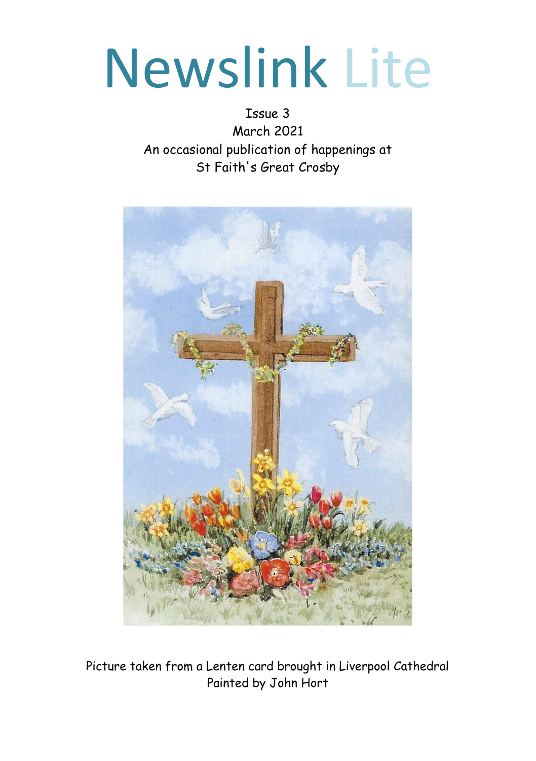# Newslink Lite

Issue 3
March 2021
An occasional publication of happenings at
St Faith's Great Crosby

Picture taken from a Lenten card brought in Liverpool Cathedral
Painted by John Hort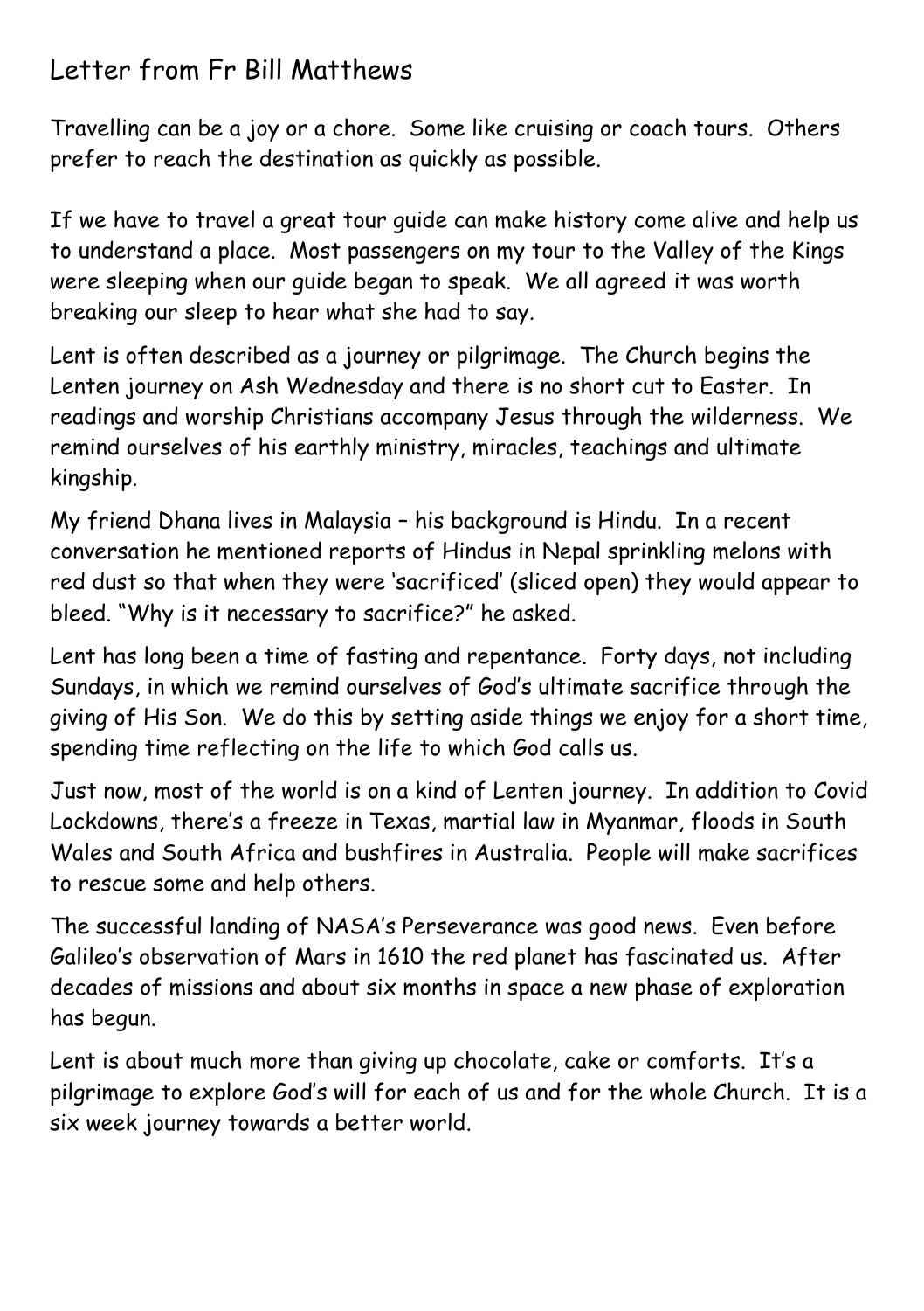## Letter from Fr Bill Matthews

Travelling can be a joy or a chore. Some like cruising or coach tours. Others prefer to reach the destination as quickly as possible.

If we have to travel a great tour guide can make history come alive and help us to understand a place. Most passengers on my tour to the Valley of the Kings were sleeping when our guide began to speak. We all agreed it was worth breaking our sleep to hear what she had to say.

Lent is often described as a journey or pilgrimage. The Church begins the Lenten journey on Ash Wednesday and there is no short cut to Easter. In readings and worship Christians accompany Jesus through the wilderness. We remind ourselves of his earthly ministry, miracles, teachings and ultimate kingship.

My friend Dhana lives in Malaysia – his background is Hindu. In a recent conversation he mentioned reports of Hindus in Nepal sprinkling melons with red dust so that when they were 'sacrificed' (sliced open) they would appear to bleed. "Why is it necessary to sacrifice?" he asked.

Lent has long been a time of fasting and repentance. Forty days, not including Sundays, in which we remind ourselves of God's ultimate sacrifice through the giving of His Son. We do this by setting aside things we enjoy for a short time, spending time reflecting on the life to which God calls us.

Just now, most of the world is on a kind of Lenten journey. In addition to Covid Lockdowns, there's a freeze in Texas, martial law in Myanmar, floods in South Wales and South Africa and bushfires in Australia. People will make sacrifices to rescue some and help others.

The successful landing of NASA's Perseverance was good news. Even before Galileo's observation of Mars in 1610 the red planet has fascinated us. After decades of missions and about six months in space a new phase of exploration has begun.

Lent is about much more than giving up chocolate, cake or comforts. It's a pilgrimage to explore God's will for each of us and for the whole Church. It is a six week journey towards a better world.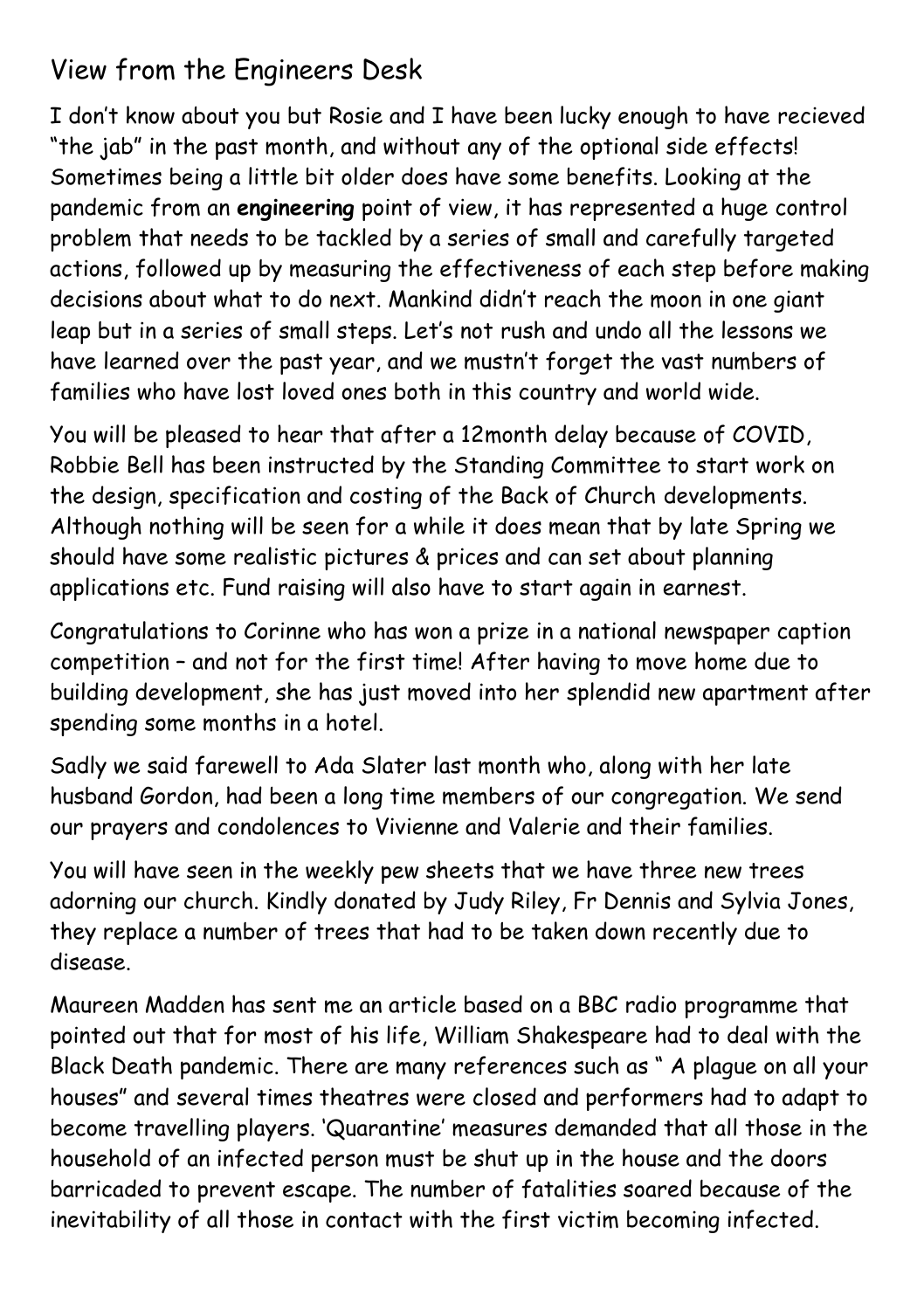## View from the Engineers Desk

I don't know about you but Rosie and I have been lucky enough to have recieved "the jab" in the past month, and without any of the optional side effects! Sometimes being a little bit older does have some benefits. Looking at the pandemic from an **engineering** point of view, it has represented a huge control problem that needs to be tackled by a series of small and carefully targeted actions, followed up by measuring the effectiveness of each step before making decisions about what to do next. Mankind didn't reach the moon in one giant leap but in a series of small steps. Let's not rush and undo all the lessons we have learned over the past year, and we mustn't forget the vast numbers of families who have lost loved ones both in this country and world wide.

You will be pleased to hear that after a 12month delay because of COVID, Robbie Bell has been instructed by the Standing Committee to start work on the design, specification and costing of the Back of Church developments. Although nothing will be seen for a while it does mean that by late Spring we should have some realistic pictures & prices and can set about planning applications etc. Fund raising will also have to start again in earnest.

Congratulations to Corinne who has won a prize in a national newspaper caption competition – and not for the first time! After having to move home due to building development, she has just moved into her splendid new apartment after spending some months in a hotel.

Sadly we said farewell to Ada Slater last month who, along with her late husband Gordon, had been a long time members of our congregation. We send our prayers and condolences to Vivienne and Valerie and their families.

You will have seen in the weekly pew sheets that we have three new trees adorning our church. Kindly donated by Judy Riley, Fr Dennis and Sylvia Jones, they replace a number of trees that had to be taken down recently due to disease.

Maureen Madden has sent me an article based on a BBC radio programme that pointed out that for most of his life, William Shakespeare had to deal with the Black Death pandemic. There are many references such as " A plague on all your houses" and several times theatres were closed and performers had to adapt to become travelling players. 'Quarantine' measures demanded that all those in the household of an infected person must be shut up in the house and the doors barricaded to prevent escape. The number of fatalities soared because of the inevitability of all those in contact with the first victim becoming infected.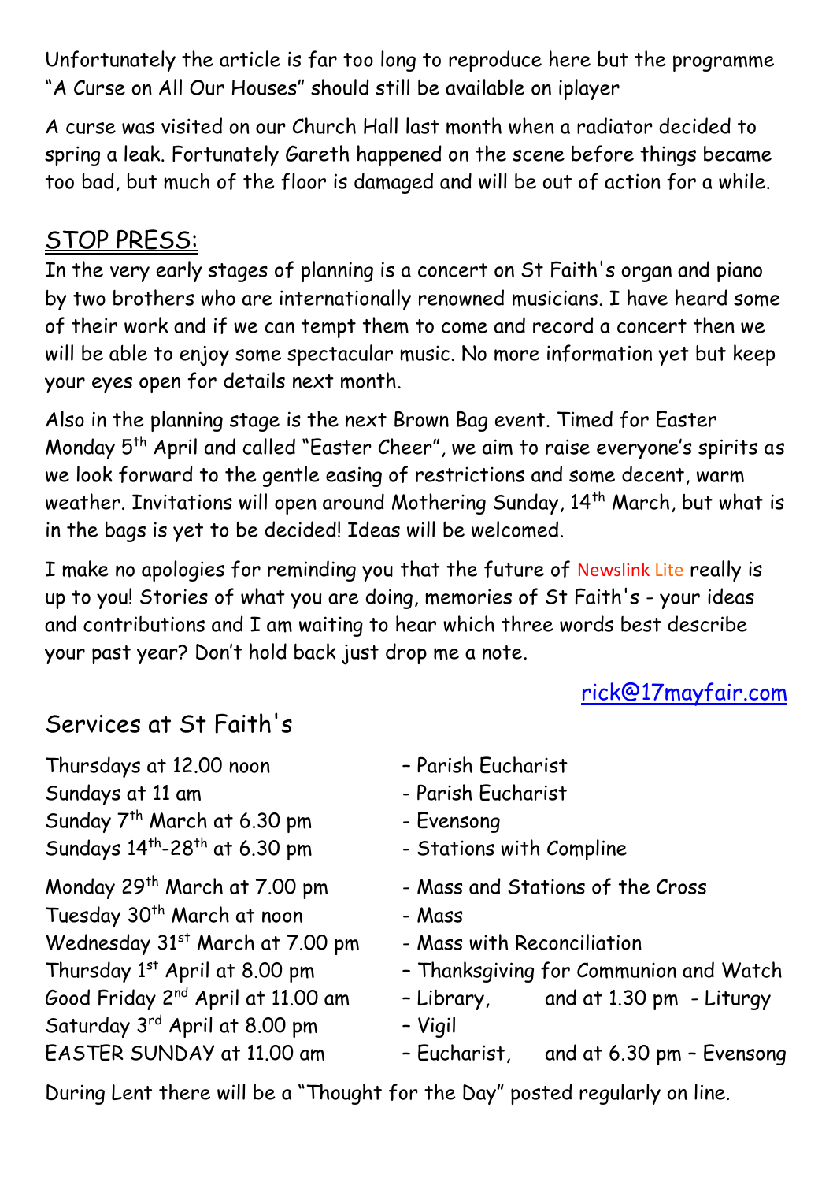Unfortunately the article is far too long to reproduce here but the programme "A Curse on All Our Houses" should still be available on iplayer

A curse was visited on our Church Hall last month when a radiator decided to spring a leak. Fortunately Gareth happened on the scene before things became too bad, but much of the floor is damaged and will be out of action for a while.

## STOP PRESS:

In the very early stages of planning is a concert on St Faith's organ and piano by two brothers who are internationally renowned musicians. I have heard some of their work and if we can tempt them to come and record a concert then we will be able to enjoy some spectacular music. No more information yet but keep your eyes open for details next month.

Also in the planning stage is the next Brown Bag event. Timed for Easter Monday 5th April and called "Easter Cheer", we aim to raise everyone's spirits as we look forward to the gentle easing of restrictions and some decent, warm weather. Invitations will open around Mothering Sunday, 14th March, but what is in the bags is yet to be decided! Ideas will be welcomed.

I make no apologies for reminding you that the future of Newslink Lite really is up to you! Stories of what you are doing, memories of St Faith's - your ideas and contributions and I am waiting to hear which three words best describe your past year? Don't hold back just drop me a note.

rick@17mayfair.com

## Services at St Faith's

| | |
|---|---|
| Thursdays at 12.00 noon | – Parish Eucharist |
| Sundays at 11 am | - Parish Eucharist |
| Sunday 7th March at 6.30 pm | - Evensong |
| Sundays 14th-28th at 6.30 pm | - Stations with Compline |
| Monday 29th March at 7.00 pm | - Mass and Stations of the Cross |
| Tuesday 30th March at noon | - Mass |
| Wednesday 31st March at 7.00 pm | - Mass with Reconciliation |
| Thursday 1st April at 8.00 pm | – Thanksgiving for Communion and Watch |
| Good Friday 2nd April at 11.00 am | – Library, and at 1.30 pm - Liturgy |
| Saturday 3rd April at 8.00 pm | – Vigil |
| EASTER SUNDAY at 11.00 am | – Eucharist, and at 6.30 pm – Evensong |

During Lent there will be a "Thought for the Day" posted regularly on line.